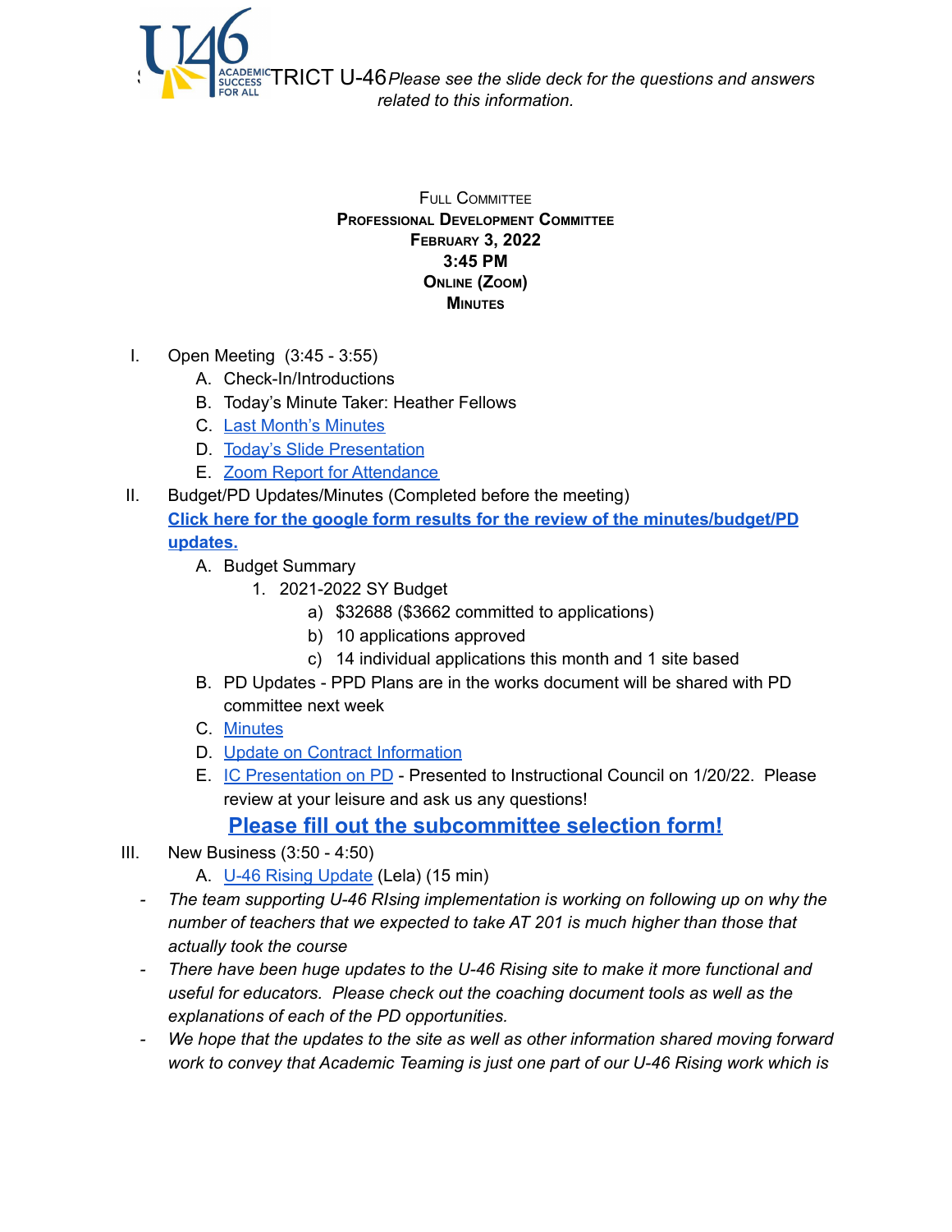SCHOOL DISTRICT U-46 *Please see the slide deck for the questions and answers related to this information.*

**Full Committee**
**Professional Development Committee**
**February 3, 2022**
**3:45 PM**
**Online (Zoom)**
**Minutes**

I. Open Meeting (3:45 - 3:55)
   A. Check-In/Introductions
   B. Today's Minute Taker: Heather Fellows
   C. Last Month's Minutes
   D. Today's Slide Presentation
   E. Zoom Report for Attendance

II. Budget/PD Updates/Minutes (Completed before the meeting)
   **Click here for the google form results for the review of the minutes/budget/PD updates.**
   A. Budget Summary
      1. 2021-2022 SY Budget
         a) $32688 ($3662 committed to applications)
         b) 10 applications approved
         c) 14 individual applications this month and 1 site based
   B. PD Updates - PPD Plans are in the works document will be shared with PD committee next week
   C. Minutes
   D. Update on Contract Information
   E. IC Presentation on PD - Presented to Instructional Council on 1/20/22. Please review at your leisure and ask us any questions!

**Please fill out the subcommittee selection form!**

III. New Business (3:50 - 4:50)
   A. U-46 Rising Update (Lela) (15 min)

- *The team supporting U-46 RIsing implementation is working on following up on why the number of teachers that we expected to take AT 201 is much higher than those that actually took the course*
- *There have been huge updates to the U-46 Rising site to make it more functional and useful for educators. Please check out the coaching document tools as well as the explanations of each of the PD opportunities.*
- *We hope that the updates to the site as well as other information shared moving forward work to convey that Academic Teaming is just one part of our U-46 Rising work which is*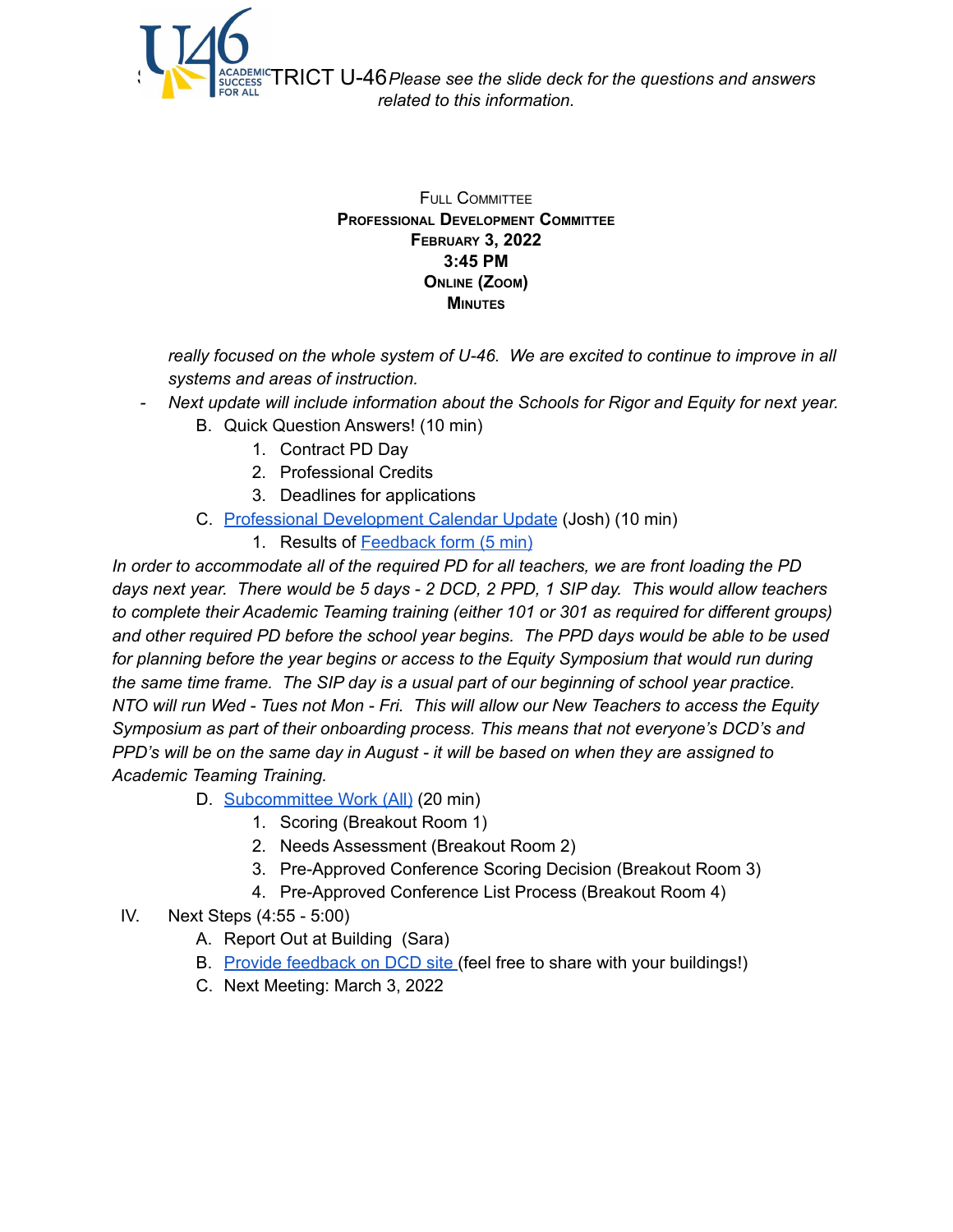SCHOOL DISTRICT U-46 *Please see the slide deck for the questions and answers related to this information.*

**FULL COMMITTEE**
**PROFESSIONAL DEVELOPMENT COMMITTEE**
**FEBRUARY 3, 2022**
**3:45 PM**
**ONLINE (ZOOM)**
**MINUTES**

*really focused on the whole system of U-46. We are excited to continue to improve in all systems and areas of instruction.*

- *Next update will include information about the Schools for Rigor and Equity for next year.*

B. Quick Question Answers! (10 min)
   1. Contract PD Day
   2. Professional Credits
   3. Deadlines for applications

C. Professional Development Calendar Update (Josh) (10 min)
   1. Results of Feedback form (5 min)

*In order to accommodate all of the required PD for all teachers, we are front loading the PD days next year. There would be 5 days - 2 DCD, 2 PPD, 1 SIP day. This would allow teachers to complete their Academic Teaming training (either 101 or 301 as required for different groups) and other required PD before the school year begins. The PPD days would be able to be used for planning before the year begins or access to the Equity Symposium that would run during the same time frame. The SIP day is a usual part of our beginning of school year practice. NTO will run Wed - Tues not Mon - Fri. This will allow our New Teachers to access the Equity Symposium as part of their onboarding process. This means that not everyone's DCD's and PPD's will be on the same day in August - it will be based on when they are assigned to Academic Teaming Training.*

D. Subcommittee Work (All) (20 min)
   1. Scoring (Breakout Room 1)
   2. Needs Assessment (Breakout Room 2)
   3. Pre-Approved Conference Scoring Decision (Breakout Room 3)
   4. Pre-Approved Conference List Process (Breakout Room 4)

IV. Next Steps (4:55 - 5:00)

A. Report Out at Building (Sara)

B. Provide feedback on DCD site (feel free to share with your buildings!)

C. Next Meeting: March 3, 2022